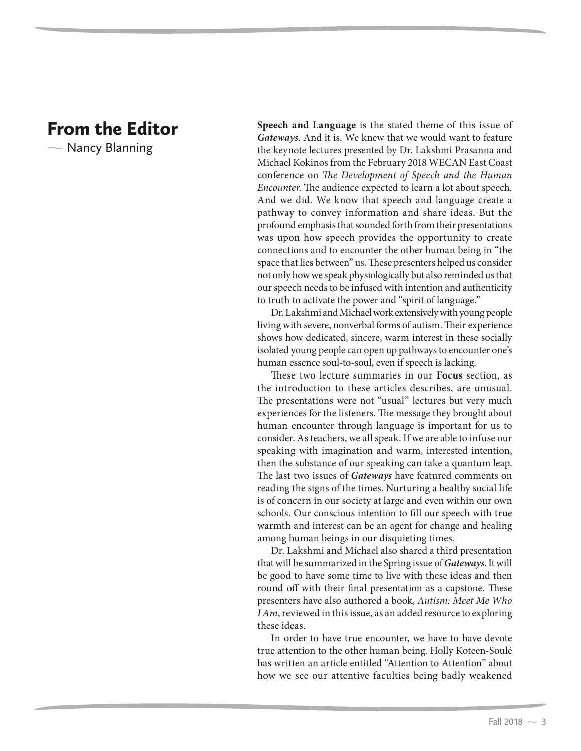# From the Editor

~ Nancy Blanning

**Speech and Language** is the stated theme of this issue of ***Gateways***. And it is. We knew that we would want to feature the keynote lectures presented by Dr. Lakshmi Prasanna and Michael Kokinos from the February 2018 WECAN East Coast conference on *The Development of Speech and the Human Encounter.* The audience expected to learn a lot about speech. And we did. We know that speech and language create a pathway to convey information and share ideas. But the profound emphasis that sounded forth from their presentations was upon how speech provides the opportunity to create connections and to encounter the other human being in "the space that lies between" us. These presenters helped us consider not only how we speak physiologically but also reminded us that our speech needs to be infused with intention and authenticity to truth to activate the power and "spirit of language."

Dr. Lakshmi and Michael work extensively with young people living with severe, nonverbal forms of autism. Their experience shows how dedicated, sincere, warm interest in these socially isolated young people can open up pathways to encounter one's human essence soul-to-soul, even if speech is lacking.

These two lecture summaries in our **Focus** section, as the introduction to these articles describes, are unusual. The presentations were not "usual" lectures but very much experiences for the listeners. The message they brought about human encounter through language is important for us to consider. As teachers, we all speak. If we are able to infuse our speaking with imagination and warm, interested intention, then the substance of our speaking can take a quantum leap. The last two issues of ***Gateways*** have featured comments on reading the signs of the times. Nurturing a healthy social life is of concern in our society at large and even within our own schools. Our conscious intention to fill our speech with true warmth and interest can be an agent for change and healing among human beings in our disquieting times.

Dr. Lakshmi and Michael also shared a third presentation that will be summarized in the Spring issue of ***Gateways***. It will be good to have some time to live with these ideas and then round off with their final presentation as a capstone. These presenters have also authored a book, *Autism: Meet Me Who I Am*, reviewed in this issue, as an added resource to exploring these ideas.

In order to have true encounter, we have to have devote true attention to the other human being. Holly Koteen-Soulé has written an article entitled "Attention to Attention" about how we see our attentive faculties being badly weakened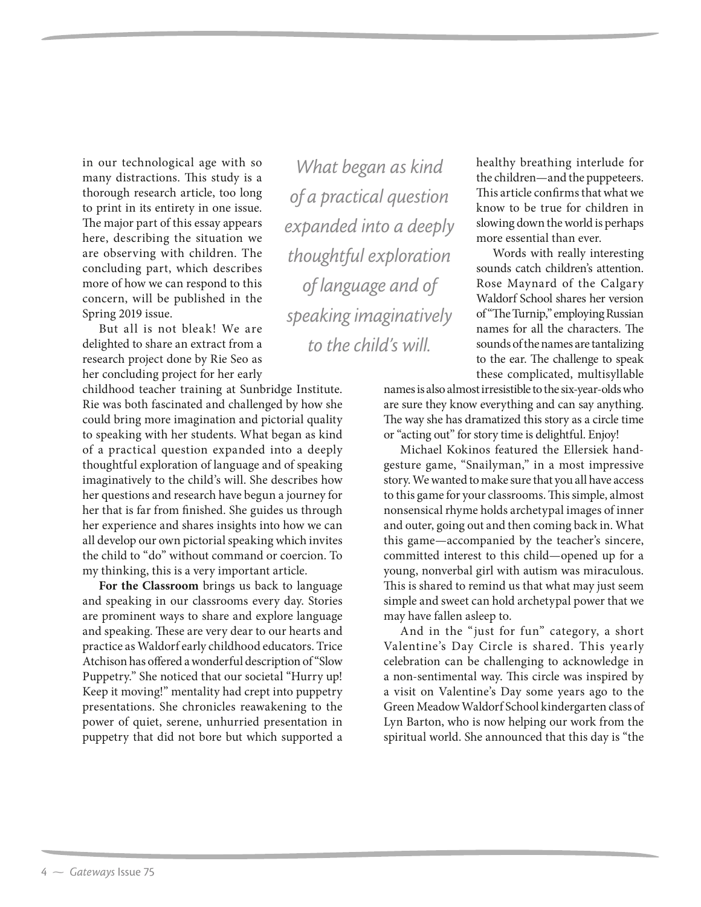in our technological age with so many distractions. This study is a thorough research article, too long to print in its entirety in one issue. The major part of this essay appears here, describing the situation we are observing with children. The concluding part, which describes more of how we can respond to this concern, will be published in the Spring 2019 issue.

But all is not bleak! We are delighted to share an extract from a research project done by Rie Seo as her concluding project for her early childhood teacher training at Sunbridge Institute. Rie was both fascinated and challenged by how she could bring more imagination and pictorial quality to speaking with her students. What began as kind of a practical question expanded into a deeply thoughtful exploration of language and of speaking imaginatively to the child's will. She describes how her questions and research have begun a journey for her that is far from finished. She guides us through her experience and shares insights into how we can all develop our own pictorial speaking which invites the child to "do" without command or coercion. To my thinking, this is a very important article.

*What began as kind of a practical question expanded into a deeply thoughtful exploration of language and of speaking imaginatively to the child's will.*

**For the Classroom** brings us back to language and speaking in our classrooms every day. Stories are prominent ways to share and explore language and speaking. These are very dear to our hearts and practice as Waldorf early childhood educators. Trice Atchison has offered a wonderful description of "Slow Puppetry." She noticed that our societal "Hurry up! Keep it moving!" mentality had crept into puppetry presentations. She chronicles reawakening to the power of quiet, serene, unhurried presentation in puppetry that did not bore but which supported a healthy breathing interlude for the children—and the puppeteers. This article confirms that what we know to be true for children in slowing down the world is perhaps more essential than ever.

Words with really interesting sounds catch children's attention. Rose Maynard of the Calgary Waldorf School shares her version of "The Turnip," employing Russian names for all the characters. The sounds of the names are tantalizing to the ear. The challenge to speak these complicated, multisyllable names is also almost irresistible to the six-year-olds who are sure they know everything and can say anything. The way she has dramatized this story as a circle time or "acting out" for story time is delightful. Enjoy!

Michael Kokinos featured the Ellersiek hand-gesture game, "Snailyman," in a most impressive story. We wanted to make sure that you all have access to this game for your classrooms. This simple, almost nonsensical rhyme holds archetypal images of inner and outer, going out and then coming back in. What this game—accompanied by the teacher's sincere, committed interest to this child—opened up for a young, nonverbal girl with autism was miraculous. This is shared to remind us that what may just seem simple and sweet can hold archetypal power that we may have fallen asleep to.

And in the "just for fun" category, a short Valentine's Day Circle is shared. This yearly celebration can be challenging to acknowledge in a non-sentimental way. This circle was inspired by a visit on Valentine's Day some years ago to the Green Meadow Waldorf School kindergarten class of Lyn Barton, who is now helping our work from the spiritual world. She announced that this day is "the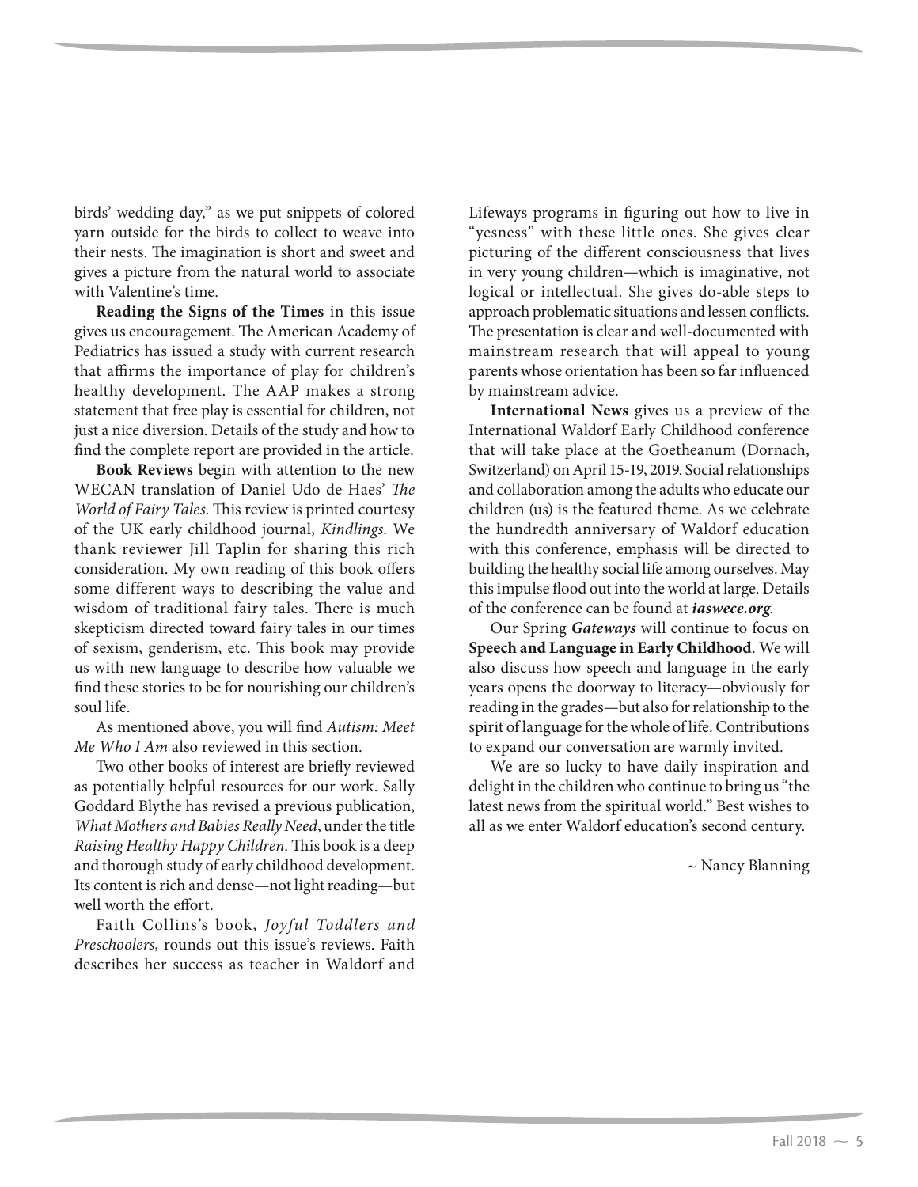birds' wedding day," as we put snippets of colored yarn outside for the birds to collect to weave into their nests. The imagination is short and sweet and gives a picture from the natural world to associate with Valentine's time.

**Reading the Signs of the Times** in this issue gives us encouragement. The American Academy of Pediatrics has issued a study with current research that affirms the importance of play for children's healthy development. The AAP makes a strong statement that free play is essential for children, not just a nice diversion. Details of the study and how to find the complete report are provided in the article.

**Book Reviews** begin with attention to the new WECAN translation of Daniel Udo de Haes' *The World of Fairy Tales*. This review is printed courtesy of the UK early childhood journal, *Kindlings*. We thank reviewer Jill Taplin for sharing this rich consideration. My own reading of this book offers some different ways to describing the value and wisdom of traditional fairy tales. There is much skepticism directed toward fairy tales in our times of sexism, genderism, etc. This book may provide us with new language to describe how valuable we find these stories to be for nourishing our children's soul life.

As mentioned above, you will find *Autism: Meet Me Who I Am* also reviewed in this section.

Two other books of interest are briefly reviewed as potentially helpful resources for our work. Sally Goddard Blythe has revised a previous publication, *What Mothers and Babies Really Need*, under the title *Raising Healthy Happy Children*. This book is a deep and thorough study of early childhood development. Its content is rich and dense—not light reading—but well worth the effort.

Faith Collins's book, *Joyful Toddlers and Preschoolers*, rounds out this issue's reviews. Faith describes her success as teacher in Waldorf and Lifeways programs in figuring out how to live in "yesness" with these little ones. She gives clear picturing of the different consciousness that lives in very young children—which is imaginative, not logical or intellectual. She gives do-able steps to approach problematic situations and lessen conflicts. The presentation is clear and well-documented with mainstream research that will appeal to young parents whose orientation has been so far influenced by mainstream advice.

**International News** gives us a preview of the International Waldorf Early Childhood conference that will take place at the Goetheanum (Dornach, Switzerland) on April 15-19, 2019. Social relationships and collaboration among the adults who educate our children (us) is the featured theme. As we celebrate the hundredth anniversary of Waldorf education with this conference, emphasis will be directed to building the healthy social life among ourselves. May this impulse flood out into the world at large. Details of the conference can be found at ***iaswece.org***.

Our Spring ***Gateways*** will continue to focus on **Speech and Language in Early Childhood**. We will also discuss how speech and language in the early years opens the doorway to literacy—obviously for reading in the grades—but also for relationship to the spirit of language for the whole of life. Contributions to expand our conversation are warmly invited.

We are so lucky to have daily inspiration and delight in the children who continue to bring us "the latest news from the spiritual world." Best wishes to all as we enter Waldorf education's second century.

~ Nancy Blanning